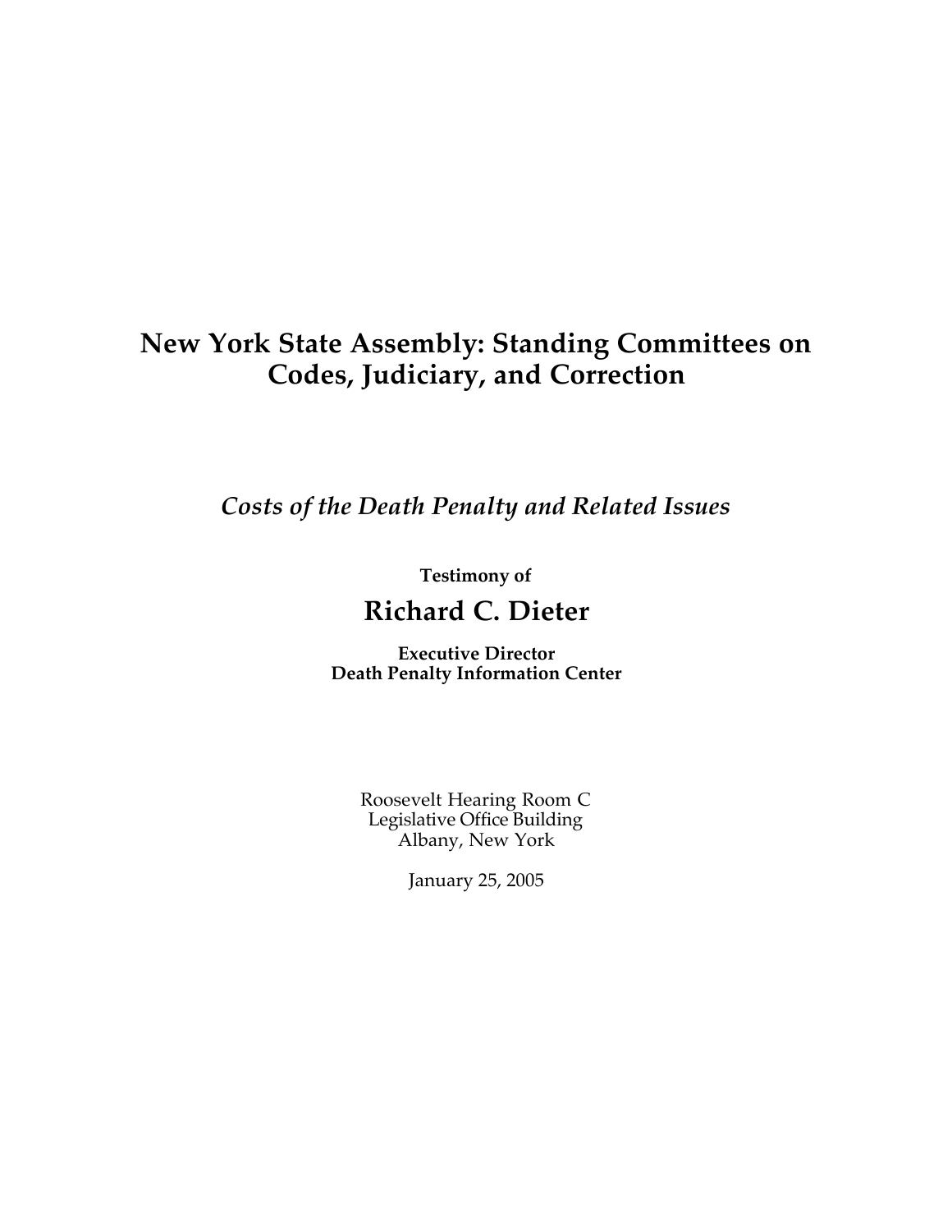# New York State Assembly: Standing Committees on Codes, Judiciary, and Correction

*Costs of the Death Penalty and Related Issues*

**Testimony of**

## Richard C. Dieter

**Executive Director**
**Death Penalty Information Center**

Roosevelt Hearing Room C
Legislative Office Building
Albany, New York

January 25, 2005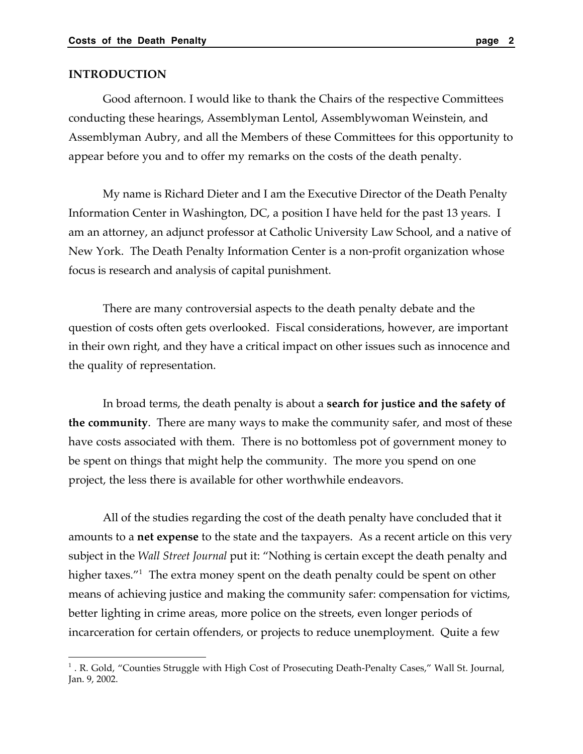## INTRODUCTION

Good afternoon. I would like to thank the Chairs of the respective Committees conducting these hearings, Assemblyman Lentol, Assemblywoman Weinstein, and Assemblyman Aubry, and all the Members of these Committees for this opportunity to appear before you and to offer my remarks on the costs of the death penalty.

My name is Richard Dieter and I am the Executive Director of the Death Penalty Information Center in Washington, DC, a position I have held for the past 13 years. I am an attorney, an adjunct professor at Catholic University Law School, and a native of New York. The Death Penalty Information Center is a non-profit organization whose focus is research and analysis of capital punishment.

There are many controversial aspects to the death penalty debate and the question of costs often gets overlooked. Fiscal considerations, however, are important in their own right, and they have a critical impact on other issues such as innocence and the quality of representation.

In broad terms, the death penalty is about a **search for justice and the safety of the community**. There are many ways to make the community safer, and most of these have costs associated with them. There is no bottomless pot of government money to be spent on things that might help the community. The more you spend on one project, the less there is available for other worthwhile endeavors.

All of the studies regarding the cost of the death penalty have concluded that it amounts to a **net expense** to the state and the taxpayers. As a recent article on this very subject in the *Wall Street Journal* put it: "Nothing is certain except the death penalty and higher taxes."[1] The extra money spent on the death penalty could be spent on other means of achieving justice and making the community safer: compensation for victims, better lighting in crime areas, more police on the streets, even longer periods of incarceration for certain offenders, or projects to reduce unemployment. Quite a few

---

[1] . R. Gold, "Counties Struggle with High Cost of Prosecuting Death-Penalty Cases," Wall St. Journal, Jan. 9, 2002.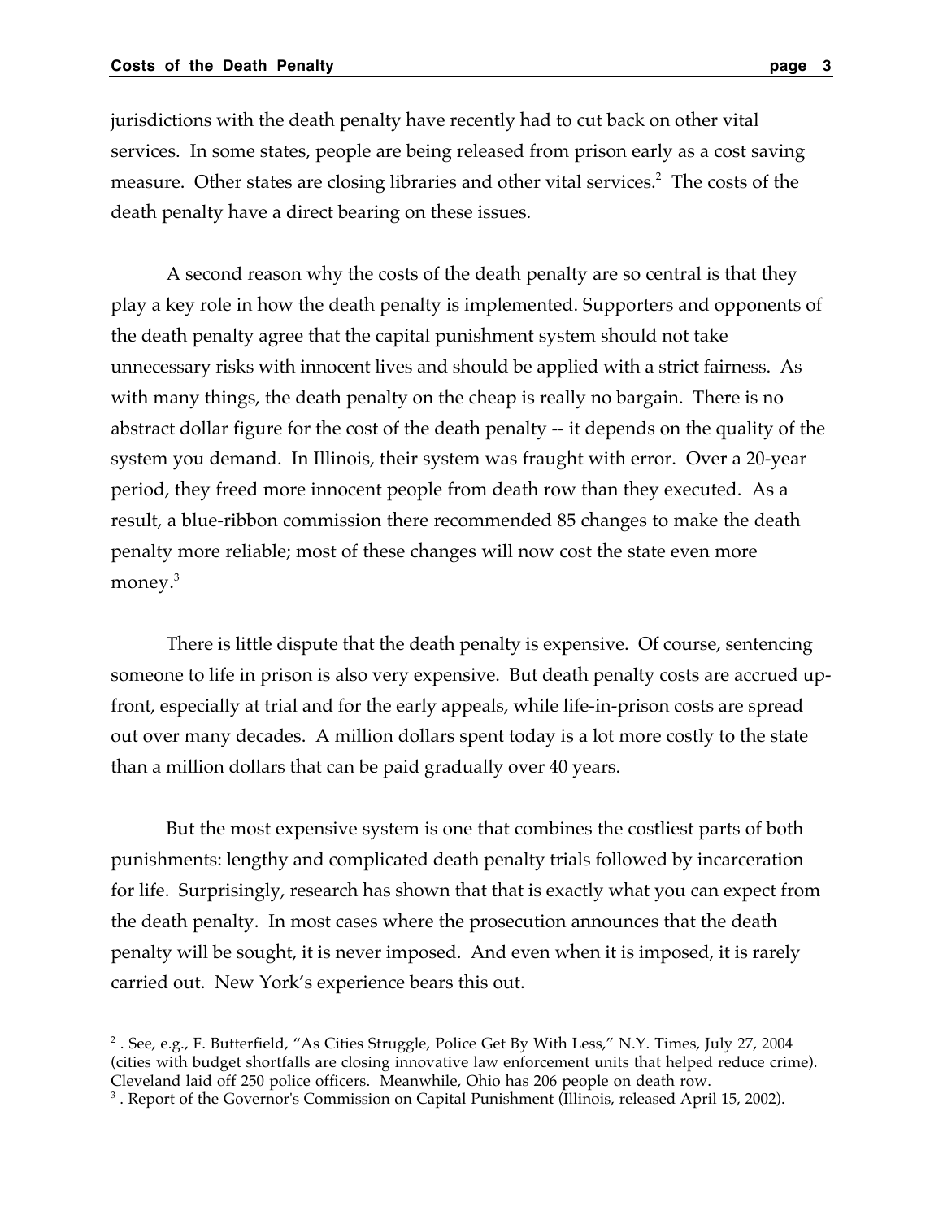jurisdictions with the death penalty have recently had to cut back on other vital services. In some states, people are being released from prison early as a cost saving measure. Other states are closing libraries and other vital services.[2] The costs of the death penalty have a direct bearing on these issues.

A second reason why the costs of the death penalty are so central is that they play a key role in how the death penalty is implemented. Supporters and opponents of the death penalty agree that the capital punishment system should not take unnecessary risks with innocent lives and should be applied with a strict fairness. As with many things, the death penalty on the cheap is really no bargain. There is no abstract dollar figure for the cost of the death penalty -- it depends on the quality of the system you demand. In Illinois, their system was fraught with error. Over a 20-year period, they freed more innocent people from death row than they executed. As a result, a blue-ribbon commission there recommended 85 changes to make the death penalty more reliable; most of these changes will now cost the state even more money.[3]

There is little dispute that the death penalty is expensive. Of course, sentencing someone to life in prison is also very expensive. But death penalty costs are accrued up-front, especially at trial and for the early appeals, while life-in-prison costs are spread out over many decades. A million dollars spent today is a lot more costly to the state than a million dollars that can be paid gradually over 40 years.

But the most expensive system is one that combines the costliest parts of both punishments: lengthy and complicated death penalty trials followed by incarceration for life. Surprisingly, research has shown that that is exactly what you can expect from the death penalty. In most cases where the prosecution announces that the death penalty will be sought, it is never imposed. And even when it is imposed, it is rarely carried out. New York's experience bears this out.

---

[2] . See, e.g., F. Butterfield, "As Cities Struggle, Police Get By With Less," N.Y. Times, July 27, 2004 (cities with budget shortfalls are closing innovative law enforcement units that helped reduce crime). Cleveland laid off 250 police officers. Meanwhile, Ohio has 206 people on death row.

[3] . Report of the Governor's Commission on Capital Punishment (Illinois, released April 15, 2002).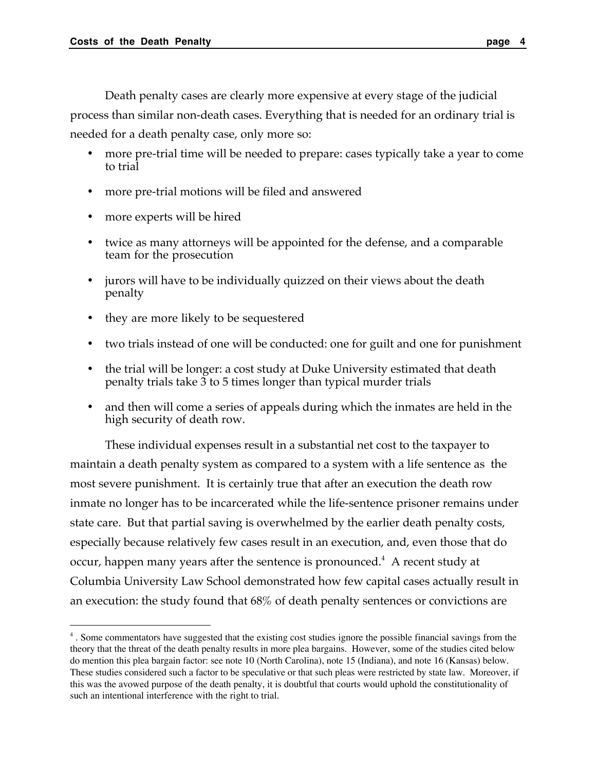Death penalty cases are clearly more expensive at every stage of the judicial process than similar non-death cases. Everything that is needed for an ordinary trial is needed for a death penalty case, only more so:

- more pre-trial time will be needed to prepare: cases typically take a year to come to trial
- more pre-trial motions will be filed and answered
- more experts will be hired
- twice as many attorneys will be appointed for the defense, and a comparable team for the prosecution
- jurors will have to be individually quizzed on their views about the death penalty
- they are more likely to be sequestered
- two trials instead of one will be conducted: one for guilt and one for punishment
- the trial will be longer: a cost study at Duke University estimated that death penalty trials take 3 to 5 times longer than typical murder trials
- and then will come a series of appeals during which the inmates are held in the high security of death row.

These individual expenses result in a substantial net cost to the taxpayer to maintain a death penalty system as compared to a system with a life sentence as the most severe punishment. It is certainly true that after an execution the death row inmate no longer has to be incarcerated while the life-sentence prisoner remains under state care. But that partial saving is overwhelmed by the earlier death penalty costs, especially because relatively few cases result in an execution, and, even those that do occur, happen many years after the sentence is pronounced.[4] A recent study at Columbia University Law School demonstrated how few capital cases actually result in an execution: the study found that 68% of death penalty sentences or convictions are

---

[4] . Some commentators have suggested that the existing cost studies ignore the possible financial savings from the theory that the threat of the death penalty results in more plea bargains. However, some of the studies cited below do mention this plea bargain factor: see note 10 (North Carolina), note 15 (Indiana), and note 16 (Kansas) below. These studies considered such a factor to be speculative or that such pleas were restricted by state law. Moreover, if this was the avowed purpose of the death penalty, it is doubtful that courts would uphold the constitutionality of such an intentional interference with the right to trial.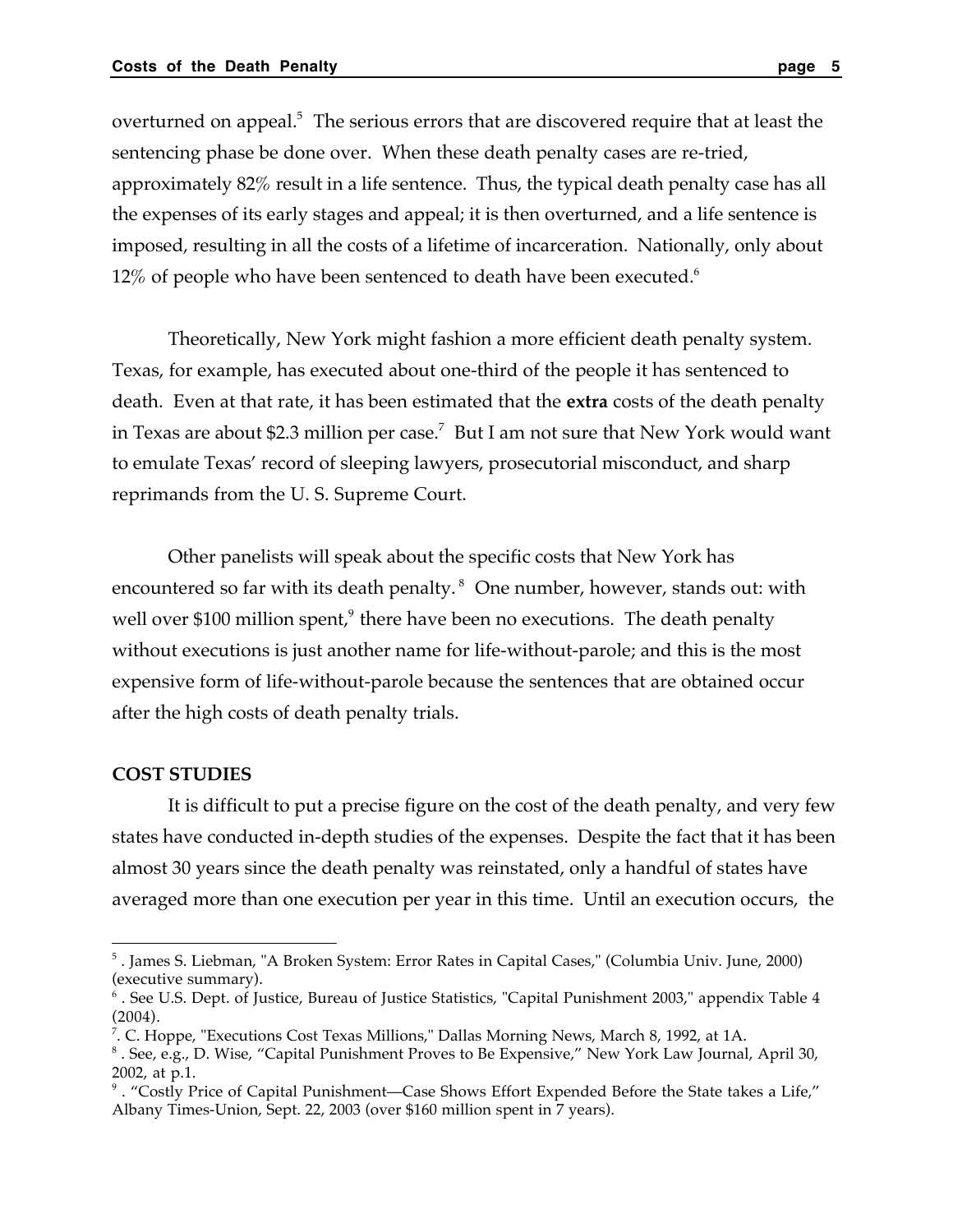overturned on appeal.[5] The serious errors that are discovered require that at least the sentencing phase be done over. When these death penalty cases are re-tried, approximately 82% result in a life sentence. Thus, the typical death penalty case has all the expenses of its early stages and appeal; it is then overturned, and a life sentence is imposed, resulting in all the costs of a lifetime of incarceration. Nationally, only about 12% of people who have been sentenced to death have been executed.[6]

Theoretically, New York might fashion a more efficient death penalty system. Texas, for example, has executed about one-third of the people it has sentenced to death. Even at that rate, it has been estimated that the **extra** costs of the death penalty in Texas are about $2.3 million per case.[7] But I am not sure that New York would want to emulate Texas' record of sleeping lawyers, prosecutorial misconduct, and sharp reprimands from the U. S. Supreme Court.

Other panelists will speak about the specific costs that New York has encountered so far with its death penalty.[8] One number, however, stands out: with well over $100 million spent,[9] there have been no executions. The death penalty without executions is just another name for life-without-parole; and this is the most expensive form of life-without-parole because the sentences that are obtained occur after the high costs of death penalty trials.

**COST STUDIES**

It is difficult to put a precise figure on the cost of the death penalty, and very few states have conducted in-depth studies of the expenses. Despite the fact that it has been almost 30 years since the death penalty was reinstated, only a handful of states have averaged more than one execution per year in this time. Until an execution occurs, the

---

[5] . James S. Liebman, "A Broken System: Error Rates in Capital Cases," (Columbia Univ. June, 2000) (executive summary).

[6] . See U.S. Dept. of Justice, Bureau of Justice Statistics, "Capital Punishment 2003," appendix Table 4 (2004).

[7] . C. Hoppe, "Executions Cost Texas Millions," Dallas Morning News, March 8, 1992, at 1A.

[8] . See, e.g., D. Wise, "Capital Punishment Proves to Be Expensive," New York Law Journal, April 30, 2002, at p.1.

[9] . "Costly Price of Capital Punishment—Case Shows Effort Expended Before the State takes a Life," Albany Times-Union, Sept. 22, 2003 (over $160 million spent in 7 years).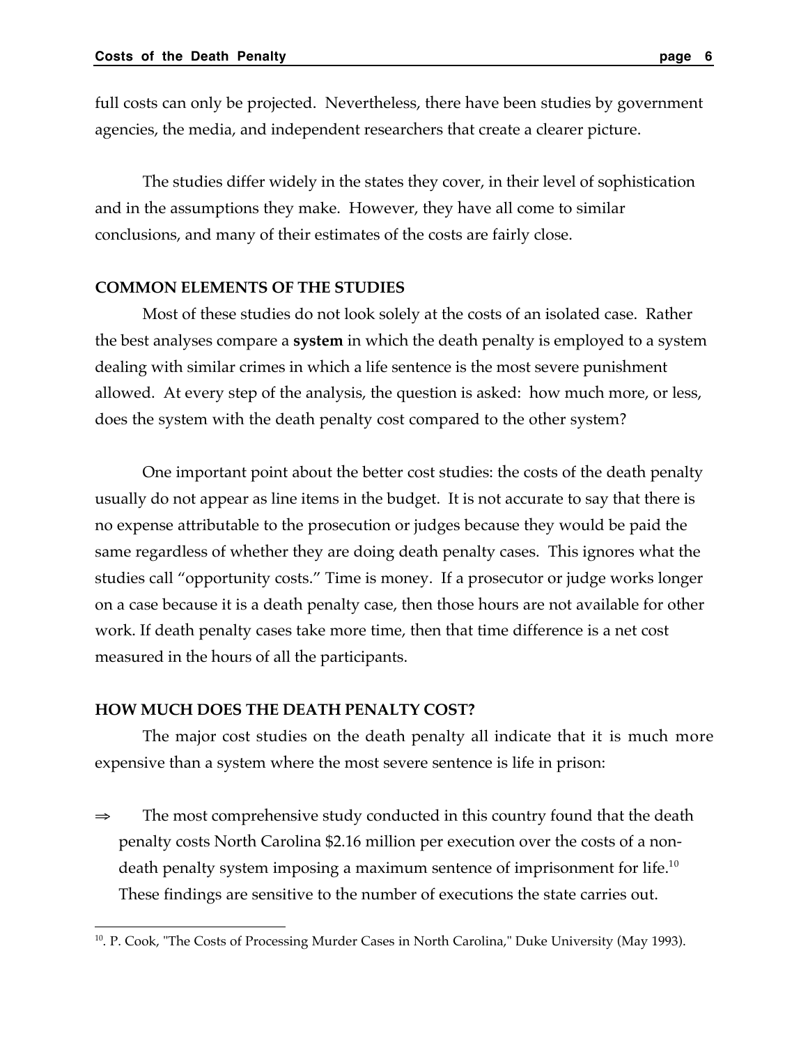full costs can only be projected. Nevertheless, there have been studies by government agencies, the media, and independent researchers that create a clearer picture.

The studies differ widely in the states they cover, in their level of sophistication and in the assumptions they make. However, they have all come to similar conclusions, and many of their estimates of the costs are fairly close.

### COMMON ELEMENTS OF THE STUDIES

Most of these studies do not look solely at the costs of an isolated case. Rather the best analyses compare a **system** in which the death penalty is employed to a system dealing with similar crimes in which a life sentence is the most severe punishment allowed. At every step of the analysis, the question is asked: how much more, or less, does the system with the death penalty cost compared to the other system?

One important point about the better cost studies: the costs of the death penalty usually do not appear as line items in the budget. It is not accurate to say that there is no expense attributable to the prosecution or judges because they would be paid the same regardless of whether they are doing death penalty cases. This ignores what the studies call "opportunity costs." Time is money. If a prosecutor or judge works longer on a case because it is a death penalty case, then those hours are not available for other work. If death penalty cases take more time, then that time difference is a net cost measured in the hours of all the participants.

### HOW MUCH DOES THE DEATH PENALTY COST?

The major cost studies on the death penalty all indicate that it is much more expensive than a system where the most severe sentence is life in prison:

⇒ The most comprehensive study conducted in this country found that the death penalty costs North Carolina $2.16 million per execution over the costs of a non-death penalty system imposing a maximum sentence of imprisonment for life.[10] These findings are sensitive to the number of executions the state carries out.

---

[10]. P. Cook, "The Costs of Processing Murder Cases in North Carolina," Duke University (May 1993).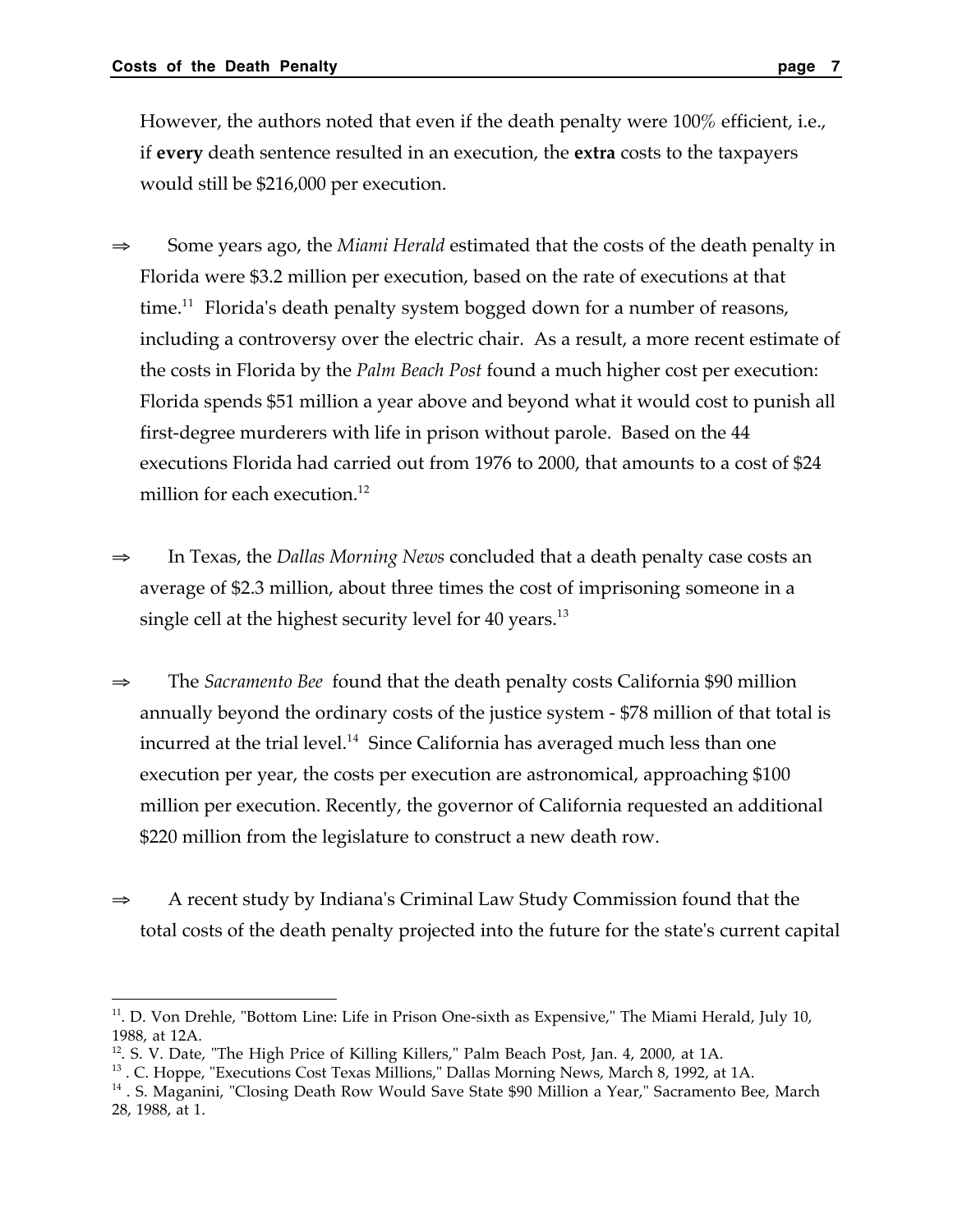However, the authors noted that even if the death penalty were 100% efficient, i.e., if **every** death sentence resulted in an execution, the **extra** costs to the taxpayers would still be $216,000 per execution.

⇒ Some years ago, the *Miami Herald* estimated that the costs of the death penalty in Florida were $3.2 million per execution, based on the rate of executions at that time.[11] Florida's death penalty system bogged down for a number of reasons, including a controversy over the electric chair. As a result, a more recent estimate of the costs in Florida by the *Palm Beach Post* found a much higher cost per execution: Florida spends $51 million a year above and beyond what it would cost to punish all first-degree murderers with life in prison without parole. Based on the 44 executions Florida had carried out from 1976 to 2000, that amounts to a cost of $24 million for each execution.[12]

⇒ In Texas, the *Dallas Morning News* concluded that a death penalty case costs an average of $2.3 million, about three times the cost of imprisoning someone in a single cell at the highest security level for 40 years.[13]

⇒ The *Sacramento Bee* found that the death penalty costs California $90 million annually beyond the ordinary costs of the justice system - $78 million of that total is incurred at the trial level.[14] Since California has averaged much less than one execution per year, the costs per execution are astronomical, approaching $100 million per execution. Recently, the governor of California requested an additional $220 million from the legislature to construct a new death row.

⇒ A recent study by Indiana's Criminal Law Study Commission found that the total costs of the death penalty projected into the future for the state's current capital

---

[11]. D. Von Drehle, "Bottom Line: Life in Prison One-sixth as Expensive," The Miami Herald, July 10, 1988, at 12A.

[12]. S. V. Date, "The High Price of Killing Killers," Palm Beach Post, Jan. 4, 2000, at 1A.

[13]. C. Hoppe, "Executions Cost Texas Millions," Dallas Morning News, March 8, 1992, at 1A.

[14]. S. Maganini, "Closing Death Row Would Save State $90 Million a Year," Sacramento Bee, March 28, 1988, at 1.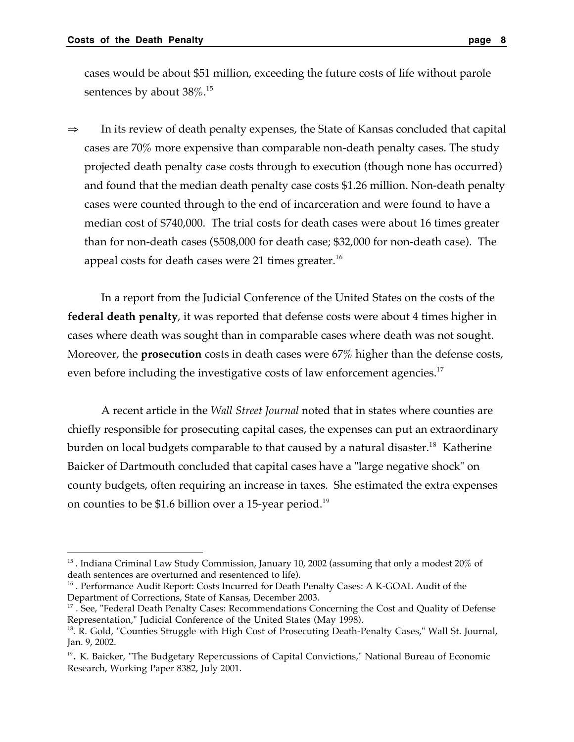cases would be about $51 million, exceeding the future costs of life without parole sentences by about 38%.[15]

⇒ In its review of death penalty expenses, the State of Kansas concluded that capital cases are 70% more expensive than comparable non-death penalty cases. The study projected death penalty case costs through to execution (though none has occurred) and found that the median death penalty case costs $1.26 million. Non-death penalty cases were counted through to the end of incarceration and were found to have a median cost of $740,000. The trial costs for death cases were about 16 times greater than for non-death cases ($508,000 for death case; $32,000 for non-death case). The appeal costs for death cases were 21 times greater.[16]

In a report from the Judicial Conference of the United States on the costs of the **federal death penalty**, it was reported that defense costs were about 4 times higher in cases where death was sought than in comparable cases where death was not sought. Moreover, the **prosecution** costs in death cases were 67% higher than the defense costs, even before including the investigative costs of law enforcement agencies.[17]

A recent article in the *Wall Street Journal* noted that in states where counties are chiefly responsible for prosecuting capital cases, the expenses can put an extraordinary burden on local budgets comparable to that caused by a natural disaster.[18] Katherine Baicker of Dartmouth concluded that capital cases have a "large negative shock" on county budgets, often requiring an increase in taxes. She estimated the extra expenses on counties to be $1.6 billion over a 15-year period.[19]

---

[15] . Indiana Criminal Law Study Commission, January 10, 2002 (assuming that only a modest 20% of death sentences are overturned and resentenced to life).

[16] . Performance Audit Report: Costs Incurred for Death Penalty Cases: A K-GOAL Audit of the Department of Corrections, State of Kansas, December 2003.

[17] . See, "Federal Death Penalty Cases: Recommendations Concerning the Cost and Quality of Defense Representation," Judicial Conference of the United States (May 1998).

[18]. R. Gold, "Counties Struggle with High Cost of Prosecuting Death-Penalty Cases," Wall St. Journal, Jan. 9, 2002.

[19]. K. Baicker, "The Budgetary Repercussions of Capital Convictions," National Bureau of Economic Research, Working Paper 8382, July 2001.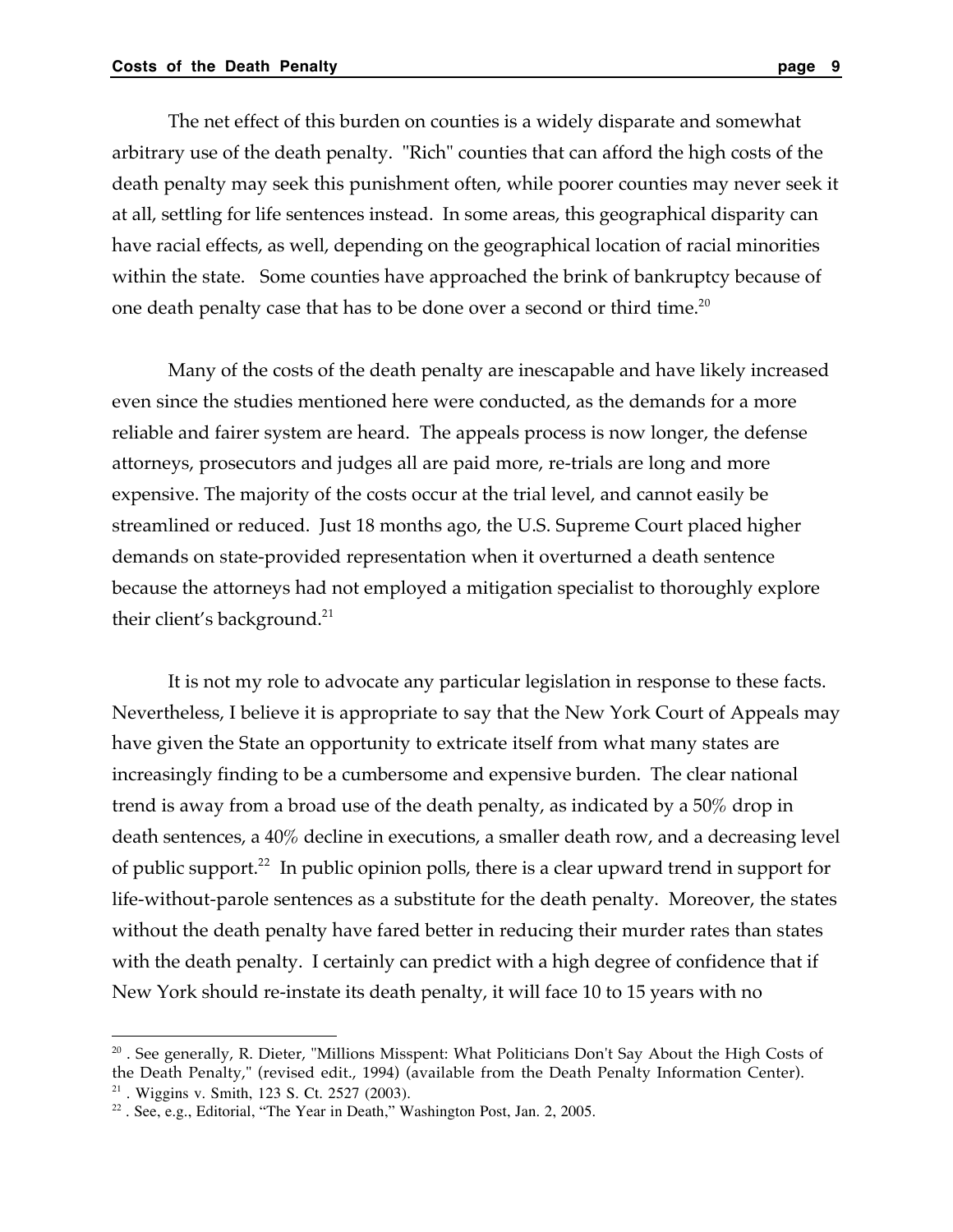The net effect of this burden on counties is a widely disparate and somewhat arbitrary use of the death penalty. "Rich" counties that can afford the high costs of the death penalty may seek this punishment often, while poorer counties may never seek it at all, settling for life sentences instead. In some areas, this geographical disparity can have racial effects, as well, depending on the geographical location of racial minorities within the state. Some counties have approached the brink of bankruptcy because of one death penalty case that has to be done over a second or third time.[20]

Many of the costs of the death penalty are inescapable and have likely increased even since the studies mentioned here were conducted, as the demands for a more reliable and fairer system are heard. The appeals process is now longer, the defense attorneys, prosecutors and judges all are paid more, re-trials are long and more expensive. The majority of the costs occur at the trial level, and cannot easily be streamlined or reduced. Just 18 months ago, the U.S. Supreme Court placed higher demands on state-provided representation when it overturned a death sentence because the attorneys had not employed a mitigation specialist to thoroughly explore their client's background.[21]

It is not my role to advocate any particular legislation in response to these facts. Nevertheless, I believe it is appropriate to say that the New York Court of Appeals may have given the State an opportunity to extricate itself from what many states are increasingly finding to be a cumbersome and expensive burden. The clear national trend is away from a broad use of the death penalty, as indicated by a 50% drop in death sentences, a 40% decline in executions, a smaller death row, and a decreasing level of public support.[22] In public opinion polls, there is a clear upward trend in support for life-without-parole sentences as a substitute for the death penalty. Moreover, the states without the death penalty have fared better in reducing their murder rates than states with the death penalty. I certainly can predict with a high degree of confidence that if New York should re-instate its death penalty, it will face 10 to 15 years with no

---

[20] . See generally, R. Dieter, "Millions Misspent: What Politicians Don't Say About the High Costs of the Death Penalty," (revised edit., 1994) (available from the Death Penalty Information Center).

[21] . Wiggins v. Smith, 123 S. Ct. 2527 (2003).

[22] . See, e.g., Editorial, "The Year in Death," Washington Post, Jan. 2, 2005.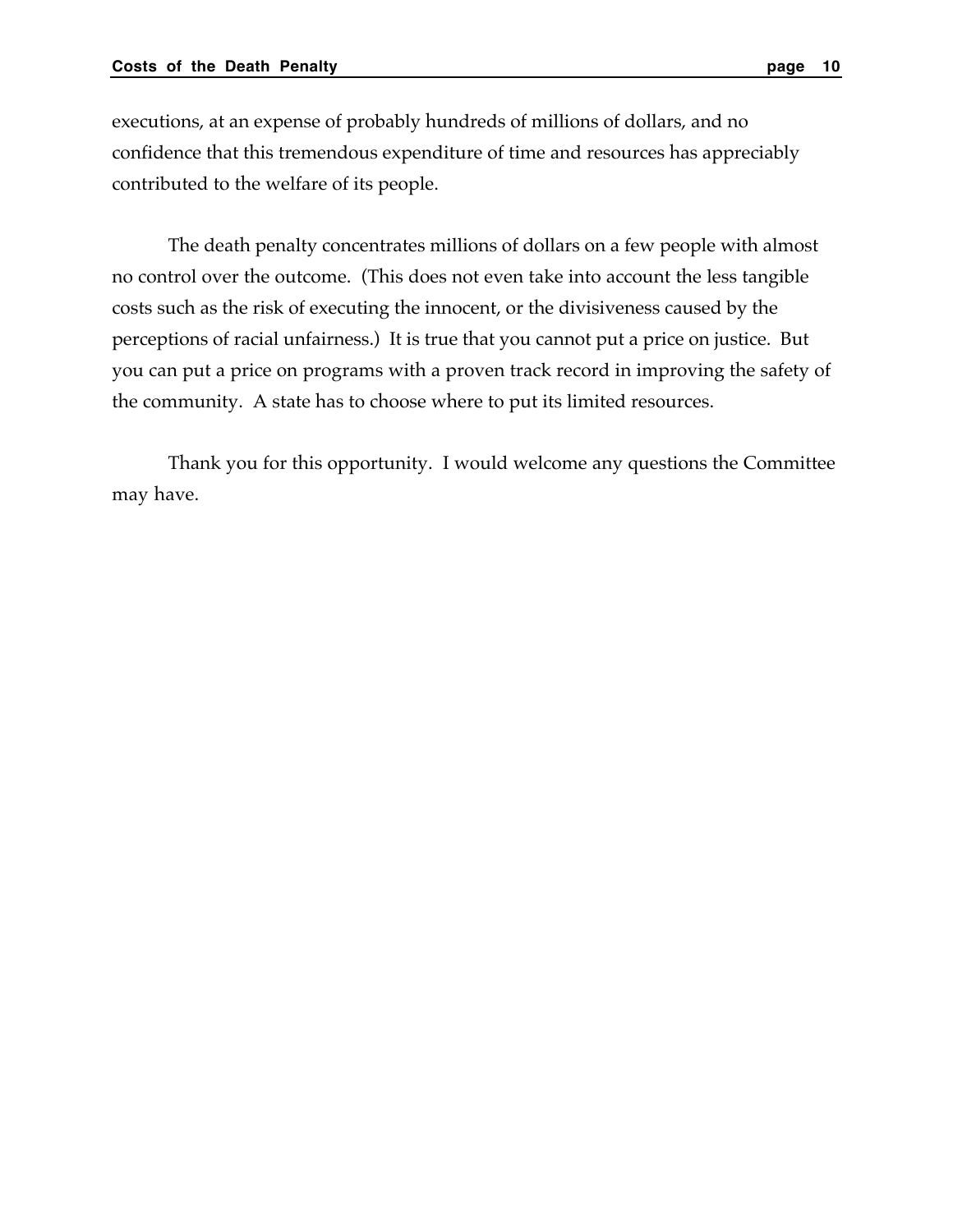executions, at an expense of probably hundreds of millions of dollars, and no confidence that this tremendous expenditure of time and resources has appreciably contributed to the welfare of its people.

The death penalty concentrates millions of dollars on a few people with almost no control over the outcome. (This does not even take into account the less tangible costs such as the risk of executing the innocent, or the divisiveness caused by the perceptions of racial unfairness.) It is true that you cannot put a price on justice. But you can put a price on programs with a proven track record in improving the safety of the community. A state has to choose where to put its limited resources.

Thank you for this opportunity. I would welcome any questions the Committee may have.